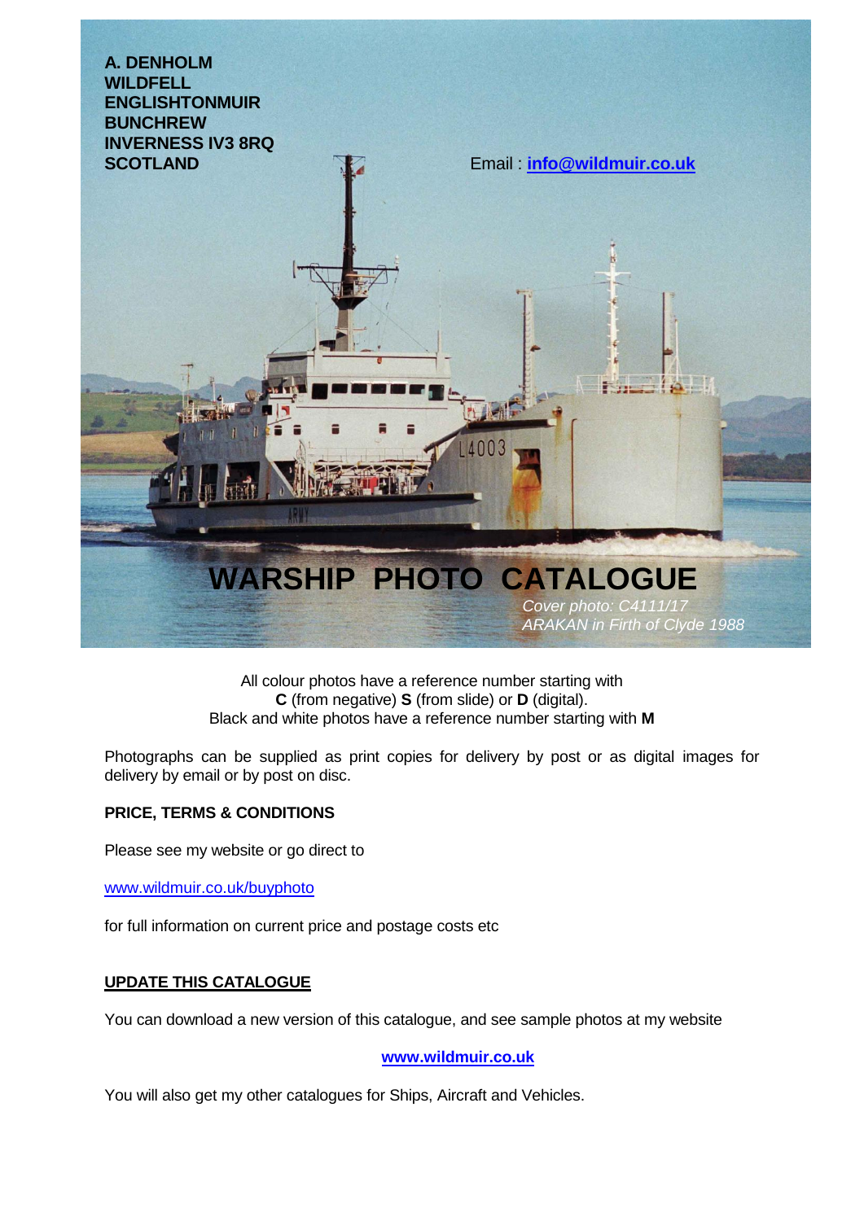**A. DENHOLM**
**WILDFELL**
**ENGLISHTONMUIR**
**BUNCHREW**
**INVERNESS IV3 8RQ**
**SCOTLAND**

Email : **info@wildmuir.co.uk**

# WARSHIP PHOTO CATALOGUE

*Cover photo: C4111/17*
*ARAKAN in Firth of Clyde 1988*

All colour photos have a reference number starting with
**C** (from negative) **S** (from slide) or **D** (digital).
Black and white photos have a reference number starting with **M**

Photographs can be supplied as print copies for delivery by post or as digital images for delivery by email or by post on disc.

**PRICE, TERMS & CONDITIONS**

Please see my website or go direct to

www.wildmuir.co.uk/buyphoto

for full information on current price and postage costs etc

**UPDATE THIS CATALOGUE**

You can download a new version of this catalogue, and see sample photos at my website

**www.wildmuir.co.uk**

You will also get my other catalogues for Ships, Aircraft and Vehicles.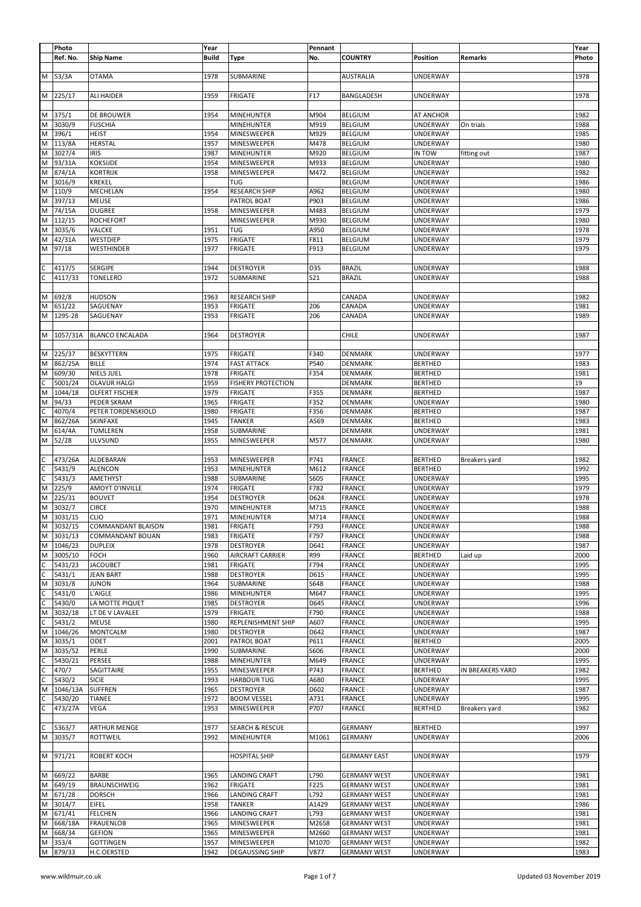| | Photo Ref. No. | Ship Name | Year Build | Type | Pennant No. | COUNTRY | Position | Remarks | Year Photo |
|---|---|---|---|---|---|---|---|---|---|
| M | 53/3A | OTAMA | 1978 | SUBMARINE | | AUSTRALIA | UNDERWAY | | 1978 |
| M | 225/17 | ALI HAIDER | 1959 | FRIGATE | F17 | BANGLADESH | UNDERWAY | | 1978 |
| M | 375/1 | DE BROUWER | 1954 | MINEHUNTER | M904 | BELGIUM | AT ANCHOR | | 1982 |
| M | 3030/9 | FUSCHIA | | MINEHUNTER | M919 | BELGIUM | UNDERWAY | On trials | 1988 |
| M | 396/1 | HEIST | 1954 | MINESWEEPER | M929 | BELGIUM | UNDERWAY | | 1985 |
| M | 113/8A | HERSTAL | 1957 | MINESWEEPER | M478 | BELGIUM | UNDERWAY | | 1980 |
| M | 3027/4 | IRIS | 1987 | MINEHUNTER | M920 | BELGIUM | IN TOW | fitting out | 1987 |
| M | 93/31A | KOKSIJDE | 1954 | MINESWEEPER | M933 | BELGIUM | UNDERWAY | | 1980 |
| M | 874/1A | KORTRIJK | 1958 | MINESWEEPER | M472 | BELGIUM | UNDERWAY | | 1982 |
| M | 3016/9 | KREKEL | | TUG | | BELGIUM | UNDERWAY | | 1986 |
| M | 110/9 | MECHELAN | 1954 | RESEARCH SHIP | A962 | BELGIUM | UNDERWAY | | 1980 |
| M | 397/13 | MEUSE | | PATROL BOAT | P903 | BELGIUM | UNDERWAY | | 1986 |
| M | 74/15A | OUGREE | 1958 | MINESWEEPER | M483 | BELGIUM | UNDERWAY | | 1979 |
| M | 112/15 | ROCHEFORT | | MINESWEEPER | M930 | BELGIUM | UNDERWAY | | 1980 |
| M | 3035/6 | VALCKE | 1951 | TUG | A950 | BELGIUM | UNDERWAY | | 1978 |
| M | 42/31A | WESTDIEP | 1975 | FRIGATE | F811 | BELGIUM | UNDERWAY | | 1979 |
| M | 97/18 | WESTHINDER | 1977 | FRIGATE | F913 | BELGIUM | UNDERWAY | | 1979 |
| C | 4117/5 | SERGIPE | 1944 | DESTROYER | D35 | BRAZIL | UNDERWAY | | 1988 |
| C | 4117/33 | TONELERO | 1972 | SUBMARINE | S21 | BRAZIL | UNDERWAY | | 1988 |
| M | 692/8 | HUDSON | 1963 | RESEARCH SHIP | | CANADA | UNDERWAY | | 1982 |
| M | 651/22 | SAGUENAY | 1953 | FRIGATE | 206 | CANADA | UNDERWAY | | 1981 |
| M | 1295-28 | SAGUENAY | 1953 | FRIGATE | 206 | CANADA | UNDERWAY | | 1989 |
| M | 1057/31A | BLANCO ENCALADA | 1964 | DESTROYER | | CHILE | UNDERWAY | | 1987 |
| M | 225/37 | BESKYTTERN | 1975 | FRIGATE | F340 | DENMARK | UNDERWAY | | 1977 |
| M | 862/25A | BILLE | 1974 | FAST ATTACK | P540 | DENMARK | BERTHED | | 1983 |
| M | 609/30 | NIELS JUEL | 1978 | FRIGATE | F354 | DENMARK | BERTHED | | 1981 |
| C | 5001/24 | OLAVUR HALGI | 1959 | FISHERY PROTECTION | | DENMARK | BERTHED | | 19 |
| M | 1044/18 | OLFERT FISCHER | 1979 | FRIGATE | F355 | DENMARK | BERTHED | | 1987 |
| M | 94/33 | PEDER SKRAM | 1965 | FRIGATE | F352 | DENMARK | UNDERWAY | | 1980 |
| C | 4070/4 | PETER TORDENSKIOLD | 1980 | FRIGATE | F356 | DENMARK | BERTHED | | 1987 |
| M | 862/26A | SKINFAXE | 1945 | TANKER | A569 | DENMARK | BERTHED | | 1983 |
| M | 614/4A | TUMLEREN | 1958 | SUBMARINE | | DENMARK | UNDERWAY | | 1981 |
| M | 52/28 | ULVSUND | 1955 | MINESWEEPER | M577 | DENMARK | UNDERWAY | | 1980 |
| C | 473/26A | ALDEBARAN | 1953 | MINESWEEPER | P741 | FRANCE | BERTHED | Breakers yard | 1982 |
| C | 5431/9 | ALENCON | 1953 | MINEHUNTER | M612 | FRANCE | BERTHED | | 1992 |
| C | 5431/3 | AMETHYST | 1988 | SUBMARINE | S605 | FRANCE | UNDERWAY | | 1995 |
| M | 225/9 | AMOYT D'INVILLE | 1974 | FRIGATE | F782 | FRANCE | UNDERWAY | | 1979 |
| M | 225/31 | BOUVET | 1954 | DESTROYER | D624 | FRANCE | UNDERWAY | | 1978 |
| M | 3032/7 | CIRCE | 1970 | MINEHUNTER | M715 | FRANCE | UNDERWAY | | 1988 |
| M | 3031/15 | CLIO | 1971 | MINEHUNTER | M714 | FRANCE | UNDERWAY | | 1988 |
| M | 3032/15 | COMMANDANT BLAISON | 1981 | FRIGATE | F793 | FRANCE | UNDERWAY | | 1988 |
| M | 3031/13 | COMMANDANT BOUAN | 1983 | FRIGATE | F797 | FRANCE | UNDERWAY | | 1988 |
| M | 1046/23 | DUPLEIX | 1978 | DESTROYER | D641 | FRANCE | UNDERWAY | | 1987 |
| M | 3005/10 | FOCH | 1960 | AIRCRAFT CARRIER | R99 | FRANCE | BERTHED | Laid up | 2000 |
| C | 5431/23 | JACOUBET | 1981 | FRIGATE | F794 | FRANCE | UNDERWAY | | 1995 |
| C | 5431/1 | JEAN BART | 1988 | DESTROYER | D615 | FRANCE | UNDERWAY | | 1995 |
| M | 3031/8 | JUNON | 1964 | SUBMARINE | S648 | FRANCE | UNDERWAY | | 1988 |
| C | 5431/0 | L'AIGLE | 1986 | MINEHUNTER | M647 | FRANCE | UNDERWAY | | 1995 |
| C | 5430/0 | LA MOTTE PIQUET | 1985 | DESTROYER | D645 | FRANCE | UNDERWAY | | 1996 |
| M | 3032/18 | LT DE V LAVALEE | 1979 | FRIGATE | F790 | FRANCE | UNDERWAY | | 1988 |
| C | 5431/2 | MEUSE | 1980 | REPLENISHMENT SHIP | A607 | FRANCE | UNDERWAY | | 1995 |
| M | 1046/26 | MONTCALM | 1980 | DESTROYER | D642 | FRANCE | UNDERWAY | | 1987 |
| M | 3035/1 | ODET | 2001 | PATROL BOAT | P611 | FRANCE | BERTHED | | 2005 |
| M | 3035/52 | PERLE | 1990 | SUBMARINE | S606 | FRANCE | UNDERWAY | | 2000 |
| C | 5430/21 | PERSEE | 1988 | MINEHUNTER | M649 | FRANCE | UNDERWAY | | 1995 |
| C | 470/7 | SAGITTAIRE | 1955 | MINESWEEPER | P743 | FRANCE | BERTHED | IN BREAKERS YARD | 1982 |
| C | 5430/2 | SICIE | 1993 | HARBOUR TUG | A680 | FRANCE | UNDERWAY | | 1995 |
| M | 1046/13A | SUFFREN | 1965 | DESTROYER | D602 | FRANCE | UNDERWAY | | 1987 |
| C | 5430/20 | TIANEE | 1972 | BOOM VESSEL | A731 | FRANCE | UNDERWAY | | 1995 |
| C | 473/27A | VEGA | 1953 | MINESWEEPER | P707 | FRANCE | BERTHED | Breakers yard | 1982 |
| C | 5363/7 | ARTHUR MENGE | 1977 | SEARCH & RESCUE | | GERMANY | BERTHED | | 1997 |
| M | 3035/7 | ROTTWEIL | 1992 | MINEHUNTER | M1061 | GERMANY | UNDERWAY | | 2006 |
| M | 971/21 | ROBERT KOCH | | HOSPITAL SHIP | | GERMANY EAST | UNDERWAY | | 1979 |
| M | 669/22 | BARBE | 1965 | LANDING CRAFT | L790 | GERMANY WEST | UNDERWAY | | 1981 |
| M | 649/19 | BRAUNSCHWEIG | 1962 | FRIGATE | F225 | GERMANY WEST | UNDERWAY | | 1981 |
| M | 671/28 | DORSCH | 1966 | LANDING CRAFT | L792 | GERMANY WEST | UNDERWAY | | 1981 |
| M | 3014/7 | EIFEL | 1958 | TANKER | A1429 | GERMANY WEST | UNDERWAY | | 1986 |
| M | 671/41 | FELCHEN | 1966 | LANDING CRAFT | L793 | GERMANY WEST | UNDERWAY | | 1981 |
| M | 668/18A | FRAUENLOB | 1965 | MINESWEEPER | M2658 | GERMANY WEST | UNDERWAY | | 1981 |
| M | 668/34 | GEFION | 1965 | MINESWEEPER | M2660 | GERMANY WEST | UNDERWAY | | 1981 |
| M | 353/4 | GOTTINGEN | 1957 | MINESWEEPER | M1070 | GERMANY WEST | UNDERWAY | | 1982 |
| M | 879/33 | H.C.OERSTED | 1942 | DEGAUSSING SHIP | V877 | GERMANY WEST | UNDERWAY | | 1983 |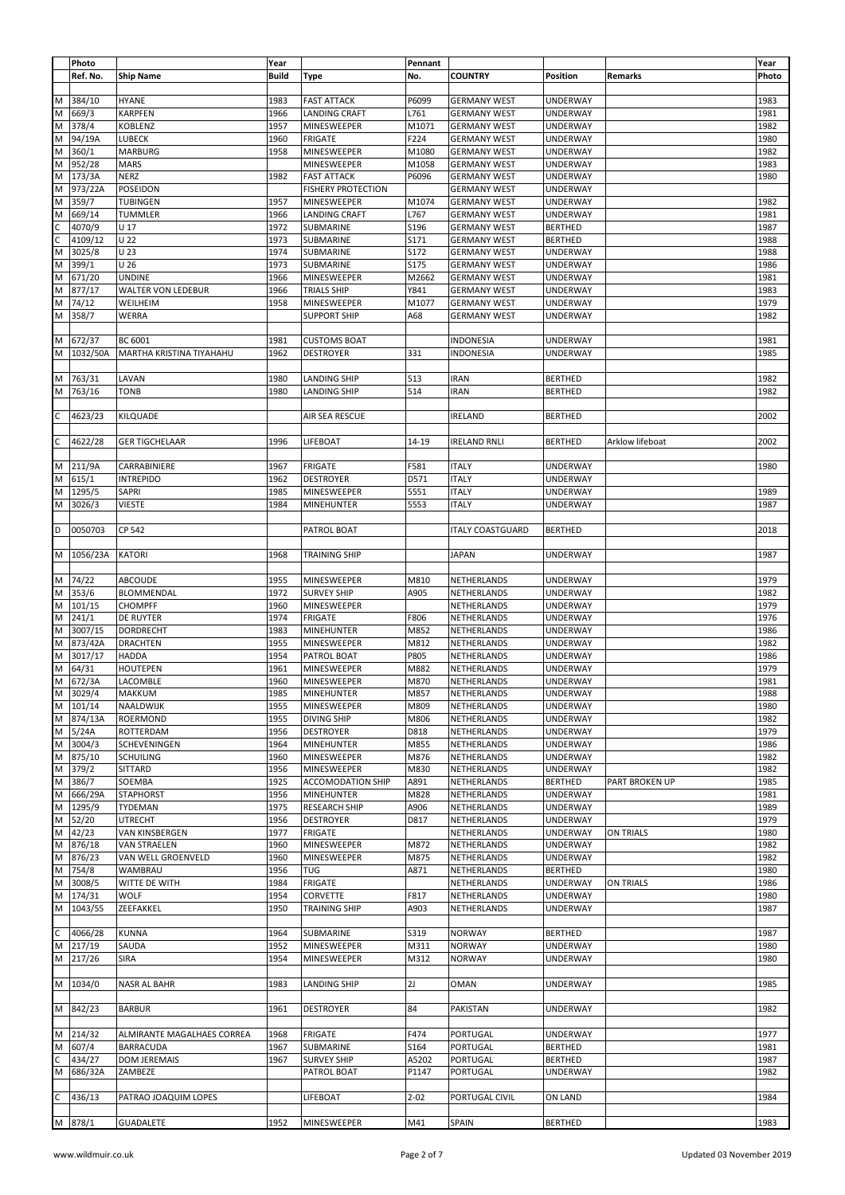| | Photo Ref. No. | Ship Name | Year Build | Type | Pennant No. | COUNTRY | Position | Remarks | Year Photo |
|---|---|---|---|---|---|---|---|---|---|
| M | 384/10 | HYANE | 1983 | FAST ATTACK | P6099 | GERMANY WEST | UNDERWAY | | 1983 |
| M | 669/3 | KARPFEN | 1966 | LANDING CRAFT | L761 | GERMANY WEST | UNDERWAY | | 1981 |
| M | 378/4 | KOBLENZ | 1957 | MINESWEEPER | M1071 | GERMANY WEST | UNDERWAY | | 1982 |
| M | 94/19A | LUBECK | 1960 | FRIGATE | F224 | GERMANY WEST | UNDERWAY | | 1980 |
| M | 360/1 | MARBURG | 1958 | MINESWEEPER | M1080 | GERMANY WEST | UNDERWAY | | 1982 |
| M | 952/28 | MARS | | MINESWEEPER | M1058 | GERMANY WEST | UNDERWAY | | 1983 |
| M | 173/3A | NERZ | 1982 | FAST ATTACK | P6096 | GERMANY WEST | UNDERWAY | | 1980 |
| M | 973/22A | POSEIDON | | FISHERY PROTECTION | | GERMANY WEST | UNDERWAY | | |
| M | 359/7 | TUBINGEN | 1957 | MINESWEEPER | M1074 | GERMANY WEST | UNDERWAY | | 1982 |
| M | 669/14 | TUMMLER | 1966 | LANDING CRAFT | L767 | GERMANY WEST | UNDERWAY | | 1981 |
| C | 4070/9 | U 17 | 1972 | SUBMARINE | S196 | GERMANY WEST | BERTHED | | 1987 |
| C | 4109/12 | U 22 | 1973 | SUBMARINE | S171 | GERMANY WEST | BERTHED | | 1988 |
| M | 3025/8 | U 23 | 1974 | SUBMARINE | S172 | GERMANY WEST | UNDERWAY | | 1988 |
| M | 399/1 | U 26 | 1973 | SUBMARINE | S175 | GERMANY WEST | UNDERWAY | | 1986 |
| M | 671/20 | UNDINE | 1966 | MINESWEEPER | M2662 | GERMANY WEST | UNDERWAY | | 1981 |
| M | 877/17 | WALTER VON LEDEBUR | 1966 | TRIALS SHIP | Y841 | GERMANY WEST | UNDERWAY | | 1983 |
| M | 74/12 | WEILHEIM | 1958 | MINESWEEPER | M1077 | GERMANY WEST | UNDERWAY | | 1979 |
| M | 358/7 | WERRA | | SUPPORT SHIP | A68 | GERMANY WEST | UNDERWAY | | 1982 |
| | | | | | | | | | |
| M | 672/37 | BC 6001 | 1981 | CUSTOMS BOAT | | INDONESIA | UNDERWAY | | 1981 |
| M | 1032/50A | MARTHA KRISTINA TIYAHAHU | 1962 | DESTROYER | 331 | INDONESIA | UNDERWAY | | 1985 |
| | | | | | | | | | |
| M | 763/31 | LAVAN | 1980 | LANDING SHIP | 513 | IRAN | BERTHED | | 1982 |
| M | 763/16 | TONB | 1980 | LANDING SHIP | 514 | IRAN | BERTHED | | 1982 |
| | | | | | | | | | |
| C | 4623/23 | KILQUADE | | AIR SEA RESCUE | | IRELAND | BERTHED | | 2002 |
| | | | | | | | | | |
| C | 4622/28 | GER TIGCHELAAR | 1996 | LIFEBOAT | 14-19 | IRELAND RNLI | BERTHED | Arklow lifeboat | 2002 |
| | | | | | | | | | |
| M | 211/9A | CARRABINIERE | 1967 | FRIGATE | F581 | ITALY | UNDERWAY | | 1980 |
| M | 615/1 | INTREPIDO | 1962 | DESTROYER | D571 | ITALY | UNDERWAY | | |
| M | 1295/5 | SAPRI | 1985 | MINESWEEPER | 5551 | ITALY | UNDERWAY | | 1989 |
| M | 3026/3 | VIESTE | 1984 | MINEHUNTER | 5553 | ITALY | UNDERWAY | | 1987 |
| | | | | | | | | | |
| D | 0050703 | CP 542 | | PATROL BOAT | | ITALY COASTGUARD | BERTHED | | 2018 |
| | | | | | | | | | |
| M | 1056/23A | KATORI | 1968 | TRAINING SHIP | | JAPAN | UNDERWAY | | 1987 |
| | | | | | | | | | |
| M | 74/22 | ABCOUDE | 1955 | MINESWEEPER | M810 | NETHERLANDS | UNDERWAY | | 1979 |
| M | 353/6 | BLOMMENDAL | 1972 | SURVEY SHIP | A905 | NETHERLANDS | UNDERWAY | | 1982 |
| M | 101/15 | CHOMPFF | 1960 | MINESWEEPER | | NETHERLANDS | UNDERWAY | | 1979 |
| M | 241/1 | DE RUYTER | 1974 | FRIGATE | F806 | NETHERLANDS | UNDERWAY | | 1976 |
| M | 3007/15 | DORDRECHT | 1983 | MINEHUNTER | M852 | NETHERLANDS | UNDERWAY | | 1986 |
| M | 873/42A | DRACHTEN | 1955 | MINESWEEPER | M812 | NETHERLANDS | UNDERWAY | | 1982 |
| M | 3017/17 | HADDA | 1954 | PATROL BOAT | P805 | NETHERLANDS | UNDERWAY | | 1986 |
| M | 64/31 | HOUTEPEN | 1961 | MINESWEEPER | M882 | NETHERLANDS | UNDERWAY | | 1979 |
| M | 672/3A | LACOMBLE | 1960 | MINESWEEPER | M870 | NETHERLANDS | UNDERWAY | | 1981 |
| M | 3029/4 | MAKKUM | 1985 | MINEHUNTER | M857 | NETHERLANDS | UNDERWAY | | 1988 |
| M | 101/14 | NAALDWIJK | 1955 | MINESWEEPER | M809 | NETHERLANDS | UNDERWAY | | 1980 |
| M | 874/13A | ROERMOND | 1955 | DIVING SHIP | M806 | NETHERLANDS | UNDERWAY | | 1982 |
| M | 5/24A | ROTTERDAM | 1956 | DESTROYER | D818 | NETHERLANDS | UNDERWAY | | 1979 |
| M | 3004/3 | SCHEVENINGEN | 1964 | MINEHUNTER | M855 | NETHERLANDS | UNDERWAY | | 1986 |
| M | 875/10 | SCHUILING | 1960 | MINESWEEPER | M876 | NETHERLANDS | UNDERWAY | | 1982 |
| M | 379/2 | SITTARD | 1956 | MINESWEEPER | M830 | NETHERLANDS | UNDERWAY | | 1982 |
| M | 386/7 | SOEMBA | 1925 | ACCOMODATION SHIP | A891 | NETHERLANDS | BERTHED | PART BROKEN UP | 1985 |
| M | 666/29A | STAPHORST | 1956 | MINEHUNTER | M828 | NETHERLANDS | UNDERWAY | | 1981 |
| M | 1295/9 | TYDEMAN | 1975 | RESEARCH SHIP | A906 | NETHERLANDS | UNDERWAY | | 1989 |
| M | 52/20 | UTRECHT | 1956 | DESTROYER | D817 | NETHERLANDS | UNDERWAY | | 1979 |
| M | 42/23 | VAN KINSBERGEN | 1977 | FRIGATE | | NETHERLANDS | UNDERWAY | ON TRIALS | 1980 |
| M | 876/18 | VAN STRAELEN | 1960 | MINESWEEPER | M872 | NETHERLANDS | UNDERWAY | | 1982 |
| M | 876/23 | VAN WELL GROENVELD | 1960 | MINESWEEPER | M875 | NETHERLANDS | UNDERWAY | | 1982 |
| M | 754/8 | WAMBRAU | 1956 | TUG | A871 | NETHERLANDS | BERTHED | | 1980 |
| M | 3008/5 | WITTE DE WITH | 1984 | FRIGATE | | NETHERLANDS | UNDERWAY | ON TRIALS | 1986 |
| M | 174/31 | WOLF | 1954 | CORVETTE | F817 | NETHERLANDS | UNDERWAY | | 1980 |
| M | 1043/55 | ZEEFAKKEL | 1950 | TRAINING SHIP | A903 | NETHERLANDS | UNDERWAY | | 1987 |
| | | | | | | | | | |
| C | 4066/28 | KUNNA | 1964 | SUBMARINE | S319 | NORWAY | BERTHED | | 1987 |
| M | 217/19 | SAUDA | 1952 | MINESWEEPER | M311 | NORWAY | UNDERWAY | | 1980 |
| M | 217/26 | SIRA | 1954 | MINESWEEPER | M312 | NORWAY | UNDERWAY | | 1980 |
| | | | | | | | | | |
| M | 1034/0 | NASR AL BAHR | 1983 | LANDING SHIP | 2J | OMAN | UNDERWAY | | 1985 |
| | | | | | | | | | |
| M | 842/23 | BARBUR | 1961 | DESTROYER | 84 | PAKISTAN | UNDERWAY | | 1982 |
| | | | | | | | | | |
| M | 214/32 | ALMIRANTE MAGALHAES CORREA | 1968 | FRIGATE | F474 | PORTUGAL | UNDERWAY | | 1977 |
| M | 607/4 | BARRACUDA | 1967 | SUBMARINE | S164 | PORTUGAL | BERTHED | | 1981 |
| C | 434/27 | DOM JEREMAIS | 1967 | SURVEY SHIP | A5202 | PORTUGAL | BERTHED | | 1987 |
| M | 686/32A | ZAMBEZE | | PATROL BOAT | P1147 | PORTUGAL | UNDERWAY | | 1982 |
| | | | | | | | | | |
| C | 436/13 | PATRAO JOAQUIM LOPES | | LIFEBOAT | 2-02 | PORTUGAL CIVIL | ON LAND | | 1984 |
| | | | | | | | | | |
| M | 878/1 | GUADALETE | 1952 | MINESWEEPER | M41 | SPAIN | BERTHED | | 1983 |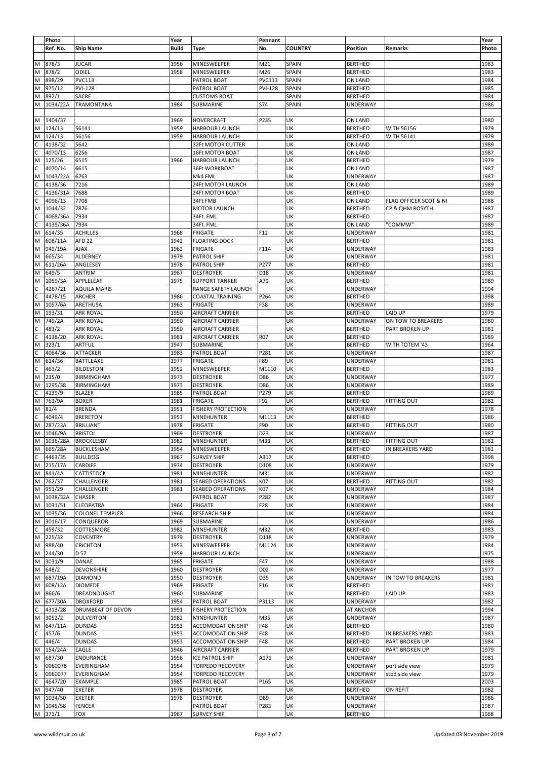| | Photo Ref. No. | Ship Name | Year Build | Type | Pennant No. | COUNTRY | Position | Remarks | Year Photo |
|---|---|---|---|---|---|---|---|---|---|
| M | 878/3 | JUCAR | 1956 | MINESWEEPER | M21 | SPAIN | BERTHED | | 1983 |
| M | 878/2 | ODIEL | 1958 | MINESWEEPER | M26 | SPAIN | BERTHED | | 1983 |
| M | 898/29 | PVC113 | | PATROL BOAT | PVC113 | SPAIN | ON LAND | | 1984 |
| M | 975/12 | PVI-128 | | PATROL BOAT | PVI-128 | SPAIN | BERTHED | | 1985 |
| M | 892/1 | SACRE | | CUSTOMS BOAT | | SPAIN | BERTHED | | 1984 |
| M | 1034/22A | TRAMONTANA | 1984 | SUBMARINE | S74 | SPAIN | UNDERWAY | | 1986 |
| | | | | | | | | | |
| M | 1404/37 | | 1969 | HOVERCRAFT | P235 | UK | ON LAND | | 1980 |
| M | 124/13 | 56141 | 1959 | HARBOUR LAUNCH | | UK | BERTHED | WITH 56156 | 1979 |
| M | 124/13 | 56156 | 1959 | HARBOUR LAUNCH | | UK | BERTHED | WITH 56141 | 1979 |
| C | 4138/32 | 5642 | | 32Ft MOTOR CUTTER | | UK | ON LAND | | 1989 |
| C | 4070/13 | 6256 | | 16Ft MOTOR BOAT | | UK | ON LAND | | 1987 |
| M | 125/26 | 6515 | 1966 | HARBOUR LAUNCH | | UK | BERTHED | | 1979 |
| C | 4070/14 | 6615 | | 36Ft WORKBOAT | | UK | ON LAND | | 1987 |
| M | 1043/22A | 6763 | | Mk4 FML | | UK | UNDERWAY | | 1987 |
| C | 4138/36 | 7216 | | 24Ft MOTOR LAUNCH | | UK | ON LAND | | 1989 |
| C | 4136/31A | 7688 | | 24Ft MOTOR BOAT | | UK | BERTHED | | 1989 |
| C | 4096/13 | 7708 | | 34Ft FMB | | UK | ON LAND | FLAG OFFICER SCOT & NI | 1988 |
| M | 1044/32 | 7876 | | MOTOR LAUNCH | | UK | BERTHED | CP & QHM ROSYTH | 1987 |
| C | 4068/36A | 7934 | | 34Ft. FML | | UK | BERTHED | | 1987 |
| C | 4139/36A | 7934 | | 34Ft. FML | | UK | ON LAND | "COMMW" | 1989 |
| M | 614/35 | ACHILLES | 1968 | FRIGATE | F12 | UK | UNDERWAY | | 1981 |
| M | 608/11A | AFD 22 | 1942 | FLOATING DOCK | | UK | BERTHED | | 1981 |
| M | 949/19A | AJAX | 1962 | FRIGATE | F114 | UK | UNDERWAY | | 1983 |
| M | 665/34 | ALDERNEY | 1979 | PATROL SHIP | | UK | UNDERWAY | | 1981 |
| M | 611/26A | ANGLESEY | 1978 | PATROL SHIP | P277 | UK | BERTHED | | 1981 |
| M | 649/5 | ANTRIM | 1967 | DESTROYER | D18 | UK | UNDERWAY | | 1981 |
| M | 1059/3A | APPLELEAF | 1975 | SUPPORT TANKER | A79 | UK | BERTHED | | 1989 |
| C | 4267/21 | AQUILA MARIS | | RANGE SAFETY LAUNCH | | UK | UNDERWAY | | 1994 |
| C | 4478/15 | ARCHER | 1986 | COASTAL TRAINING | P264 | UK | BERTHED | | 1998 |
| M | 1057/6A | ARETHUSA | 1963 | FRIGATE | F38 | UK | UNDERWAY | | 1989 |
| M | 193/31 | ARK ROYAL | 1950 | AIRCRAFT CARRIER | | UK | BERTHED | LAID UP | 1979 |
| M | 749/2A | ARK ROYAL | 1950 | AIRCRAFT CARRIER | | UK | UNDERWAY | ON TOW TO BREAKERS | 1980 |
| C | 483/2 | ARK ROYAL | 1950 | AIRCRAFT CARRIER | | UK | BERTHED | PART BROKEN UP | 1981 |
| C | 4138/20 | ARK ROYAL | 1981 | AIRCRAFT CARRIER | R07 | UK | BERTHED | | 1989 |
| M | 323/1 | ARTFUL | 1947 | SUBMARINE | | UK | BERTHED | WITH TOTEM '43 | 1964 |
| C | 4064/36 | ATTACKER | 1983 | PATROL BOAT | P281 | UK | UNDERWAY | | 1987 |
| M | 614/36 | BATTLEAXE | 1977 | FRIGATE | F89 | UK | UNDERWAY | | 1981 |
| C | 463/2 | BILDESTON | 1952 | MINESWEEPER | M1110 | UK | BERTHED | | 1983 |
| M | 235/0 | BIRMINGHAM | 1973 | DESTROYER | D86 | UK | UNDERWAY | | 1977 |
| M | 1295/38 | BIRMINGHAM | 1973 | DESTROYER | D86 | UK | UNDERWAY | | 1989 |
| C | 4139/9 | BLAZER | 1985 | PATROL BOAT | P279 | UK | BERTHED | | 1989 |
| M | 763/9A | BOXER | 1981 | FRIGATE | F92 | UK | BERTHED | FITTING OUT | 1982 |
| M | 81/4 | BRENDA | 1951 | FISHERY PROTECTION | | UK | UNDERWAY | | 1978 |
| C | 4049/4 | BRERETON | 1953 | MINEHUNTER | M1113 | UK | BERTHED | | 1986 |
| M | 287/23A | BRILLIANT | 1978 | FRIGATE | F90 | UK | BERTHED | FITTING OUT | 1980 |
| M | 1046/9A | BRISTOL | 1969 | DESTROYER | D23 | UK | UNDERWAY | | 1987 |
| M | 1036/28A | BROCKLESBY | 1982 | MINEHUNTER | M33 | UK | BERTHED | FITTING OUT | 1982 |
| M | 665/28A | BUCKLESHAM | 1954 | MINESWEEPER | | UK | BERTHED | IN BREAKERS YARD | 1981 |
| C | 4463/35 | BULLDOG | 1967 | SURVEY SHIP | A317 | UK | BERTHED | | 1998 |
| M | 215/17A | CARDIFF | 1974 | DESTROYER | D108 | UK | UNDERWAY | | 1979 |
| M | 841/4A | CATTISTOCK | 1981 | MINEHUNTER | M31 | UK | UNDERWAY | | 1982 |
| M | 762/37 | CHALLENGER | 1981 | SEABED OPERATIONS | K07 | UK | BERTHED | FITTING OUT | 1982 |
| M | 951/29 | CHALLENGER | 1981 | SEABED OPERATIONS | K07 | UK | UNDERWAY | | 1984 |
| M | 1038/32A | CHASER | | PATROL BOAT | P282 | UK | UNDERWAY | | 1987 |
| M | 1031/51 | CLEOPATRA | 1964 | FRIGATE | F28 | UK | UNDERWAY | | 1984 |
| M | 1035/36 | COLONEL TEMPLER | 1966 | RESEARCH SHIP | | UK | UNDERWAY | | 1984 |
| M | 3016/17 | CONQUEROR | 1969 | SUBMARINE | | UK | UNDERWAY | | 1986 |
| C | 459/32 | COTTESMORE | 1982 | MINEHUNTER | M32 | UK | BERTHED | | 1983 |
| M | 225/32 | COVENTRY | 1979 | DESTROYER | D118 | UK | UNDERWAY | | 1979 |
| M | 988/40 | CRICHTON | 1953 | MINESWEEPER | M1124 | UK | UNDERWAY | | 1984 |
| M | 244/30 | D 57 | 1959 | HARBOUR LAUNCH | | UK | UNDERWAY | | 1975 |
| M | 3031/9 | DANAE | 1965 | FRIGATE | F47 | UK | UNDERWAY | | 1988 |
| M | 648/2 | DEVONSHIRE | 1960 | DESTROYER | D02 | UK | UNDERWAY | | 1977 |
| M | 687/19A | DIAMOND | 1950 | DESTROYER | D35 | UK | UNDERWAY | IN TOW TO BREAKERS | 1981 |
| M | 608/12A | DIOMEDE | 1969 | FRIGATE | F16 | UK | BERTHED | | 1981 |
| M | 866/6 | DREADNOUGHT | 1960 | SUBMARINE | | UK | BERTHED | LAID UP | 1983 |
| M | 677/30A | DROXFORD | 1954 | PATROL BOAT | P3113 | UK | UNDERWAY | | 1982 |
| C | 4313/28 | DRUMBEAT OF DEVON | 1991 | FISHERY PROTECTION | | UK | AT ANCHOR | | 1994 |
| M | 3052/2 | DULVERTON | 1982 | MINEHUNTER | M35 | UK | UNDERWAY | | 1987 |
| M | 647/11A | DUNDAS | 1953 | ACCOMODATION SHIP | F48 | UK | BERTHED | | 1980 |
| C | 457/6 | DUNDAS | 1953 | ACCOMODATION SHIP | F48 | UK | BERTHED | IN BREAKERS YARD | 1983 |
| C | 446/4 | DUNDAS | 1953 | ACCOMODATION SHIP | F48 | UK | BERTHED | PART BROKEN UP | 1984 |
| M | 154/24A | EAGLE | 1946 | AIRCRAFT CARRIER | | UK | BERTHED | PART BROKEN UP | 1979 |
| M | 687/30 | ENDURANCE | 1956 | ICE PATROL SHIP | A171 | UK | UNDERWAY | | 1981 |
| S | 0060078 | EVERINGHAM | 1954 | TORPEDO RECOVERY | | UK | UNDERWAY | port side view | 1979 |
| S | 0060077 | EVERINGHAM | 1954 | TORPEDO RECOVERY | | UK | UNDERWAY | stbd side view | 1979 |
| C | 4647/20 | EXAMPLE | 1985 | PATROL BOAT | P165 | UK | UNDERWAY | | 2003 |
| M | 947/40 | EXETER | 1978 | DESTROYER | | UK | BERTHED | ON REFIT | 1982 |
| M | 1034/50 | EXETER | 1978 | DESTROYER | D89 | UK | UNDERWAY | | 1986 |
| M | 1045/58 | FENCER | | PATROL BOAT | P283 | UK | UNDERWAY | | 1987 |
| M | 371/1 | FOX | 1967 | SURVEY SHIP | | UK | BERTHED | | 1968 |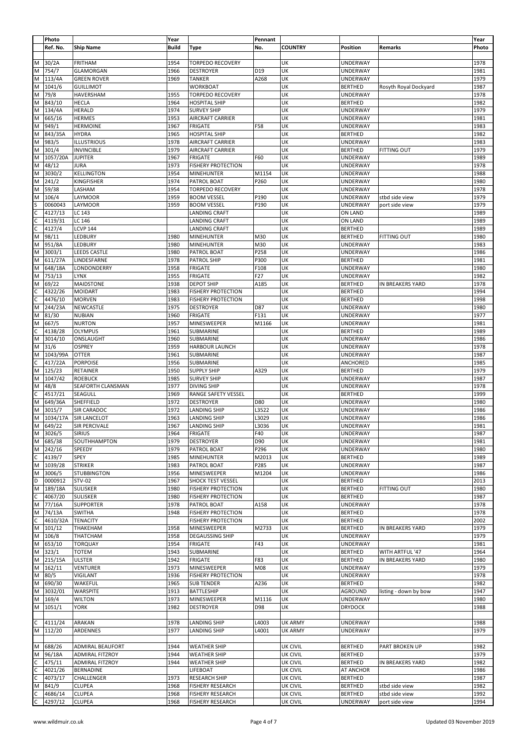| | Photo | | Year | | Pennant | | | | Year |
|---|---|---|---|---|---|---|---|---|---|
| | Ref. No. | Ship Name | Build | Type | No. | COUNTRY | Position | Remarks | Photo |
| M | 30/2A | FRITHAM | 1954 | TORPEDO RECOVERY | | UK | UNDERWAY | | 1978 |
| M | 754/7 | GLAMORGAN | 1966 | DESTROYER | D19 | UK | UNDERWAY | | 1981 |
| M | 113/4A | GREEN ROVER | 1969 | TANKER | A268 | UK | UNDERWAY | | 1979 |
| M | 1041/6 | GUILLIMOT | | WORKBOAT | | UK | BERTHED | Rosyth Royal Dockyard | 1987 |
| M | 79/8 | HAVERSHAM | 1955 | TORPEDO RECOVERY | | UK | UNDERWAY | | 1978 |
| M | 843/10 | HECLA | 1964 | HOSPITAL SHIP | | UK | BERTHED | | 1982 |
| M | 134/4A | HERALD | 1974 | SURVEY SHIP | | UK | UNDERWAY | | 1979 |
| M | 665/16 | HERMES | 1953 | AIRCRAFT CARRIER | | UK | UNDERWAY | | 1981 |
| M | 949/1 | HERMOINE | 1967 | FRIGATE | F58 | UK | UNDERWAY | | 1983 |
| M | 843/35A | HYDRA | 1965 | HOSPITAL SHIP | | UK | BERTHED | | 1982 |
| M | 983/5 | ILLUSTRIOUS | 1978 | AIRCRAFT CARRIER | | UK | UNDERWAY | | 1983 |
| M | 301/4 | INVINCIBLE | 1979 | AIRCRAFT CARRIER | | UK | BERTHED | FITTING OUT | 1979 |
| M | 1057/20A | JUPITER | 1967 | FRIGATE | F60 | UK | UNDERWAY | | 1989 |
| M | 48/12 | JURA | 1973 | FISHERY PROTECTION | | UK | UNDERWAY | | 1978 |
| M | 3030/2 | KELLINGTON | 1954 | MINEHUNTER | M1154 | UK | UNDERWAY | | 1988 |
| M | 241/2 | KINGFISHER | 1974 | PATROL BOAT | P260 | UK | UNDERWAY | | 1980 |
| M | 59/38 | LASHAM | 1954 | TORPEDO RECOVERY | | UK | UNDERWAY | | 1978 |
| M | 106/4 | LAYMOOR | 1959 | BOOM VESSEL | P190 | UK | UNDERWAY | stbd side view | 1979 |
| S | 0060043 | LAYMOOR | 1959 | BOOM VESSEL | P190 | UK | UNDERWAY | port side view | 1979 |
| C | 4127/13 | LC 143 | | LANDING CRAFT | | UK | ON LAND | | 1989 |
| C | 4119/31 | LC 146 | | LANDING CRAFT | | UK | ON LAND | | 1989 |
| C | 4127/4 | LCVP 144 | | LANDING CRAFT | | UK | BERTHED | | 1989 |
| M | 98/11 | LEDBURY | 1980 | MINEHUNTER | M30 | UK | BERTHED | FITTING OUT | 1980 |
| M | 951/8A | LEDBURY | 1980 | MINEHUNTER | M30 | UK | UNDERWAY | | 1983 |
| M | 3003/1 | LEEDS CASTLE | 1980 | PATROL BOAT | P258 | UK | UNDERWAY | | 1986 |
| M | 611/27A | LINDESFARNE | 1978 | PATROL SHIP | P300 | UK | BERTHED | | 1981 |
| M | 648/18A | LONDONDERRY | 1958 | FRIGATE | F108 | UK | UNDERWAY | | 1980 |
| M | 753/13 | LYNX | 1955 | FRIGATE | F27 | UK | UNDERWAY | | 1982 |
| M | 69/22 | MAIDSTONE | 1938 | DEPOT SHIP | A185 | UK | BERTHED | IN BREAKERS YARD | 1978 |
| C | 4322/26 | MOIDART | 1983 | FISHERY PROTECTION | | UK | BERTHED | | 1994 |
| C | 4476/10 | MORVEN | 1983 | FISHERY PROTECTION | | UK | BERTHED | | 1998 |
| M | 244/23A | NEWCASTLE | 1975 | DESTROYER | D87 | UK | UNDERWAY | | 1980 |
| M | 81/30 | NUBIAN | 1960 | FRIGATE | F131 | UK | UNDERWAY | | 1977 |
| M | 667/5 | NURTON | 1957 | MINESWEEPER | M1166 | UK | UNDERWAY | | 1981 |
| C | 4138/28 | OLYMPUS | 1961 | SUBMARINE | | UK | BERTHED | | 1989 |
| M | 3014/10 | ONSLAUGHT | 1960 | SUBMARINE | | UK | UNDERWAY | | 1986 |
| M | 31/6 | OSPREY | 1959 | HARBOUR LAUNCH | | UK | UNDERWAY | | 1978 |
| M | 1043/99A | OTTER | 1961 | SUBMARINE | | UK | UNDERWAY | | 1987 |
| C | 417/22A | PORPOISE | 1956 | SUBMARINE | | UK | ANCHORED | | 1985 |
| M | 125/23 | RETAINER | 1950 | SUPPLY SHIP | A329 | UK | BERTHED | | 1979 |
| M | 1047/42 | ROEBUCK | 1985 | SURVEY SHIP | | UK | UNDERWAY | | 1987 |
| M | 48/8 | SEAFORTH CLANSMAN | 1977 | DIVING SHIP | | UK | UNDERWAY | | 1978 |
| C | 4517/21 | SEAGULL | 1969 | RANGE SAFETY VESSEL | | UK | BERTHED | | 1999 |
| M | 649/36A | SHEFFIELD | 1972 | DESTROYER | D80 | UK | UNDERWAY | | 1980 |
| M | 3015/7 | SIR CARADOC | 1972 | LANDING SHIP | L3522 | UK | UNDERWAY | | 1986 |
| M | 1034/17A | SIR LANCELOT | 1963 | LANDING SHIP | L3029 | UK | UNDERWAY | | 1986 |
| M | 649/22 | SIR PERCIVALE | 1967 | LANDING SHIP | L3036 | UK | UNDERWAY | | 1981 |
| M | 3026/5 | SIRIUS | 1964 | FRIGATE | F40 | UK | UNDERWAY | | 1987 |
| M | 685/38 | SOUTHHAMPTON | 1979 | DESTROYER | D90 | UK | UNDERWAY | | 1981 |
| M | 242/16 | SPEEDY | 1979 | PATROL BOAT | P296 | UK | UNDERWAY | | 1980 |
| C | 4139/7 | SPEY | 1985 | MINEHUNTER | M2013 | UK | BERTHED | | 1989 |
| M | 1039/28 | STRIKER | 1983 | PATROL BOAT | P285 | UK | UNDERWAY | | 1987 |
| M | 3006/5 | STUBBINGTON | 1956 | MINESWEEPER | M1204 | UK | UNDERWAY | | 1986 |
| D | 0000912 | STV-02 | 1967 | SHOCK TEST VESSEL | | UK | BERTHED | | 2013 |
| M | 189/18A | SULISKER | 1980 | FISHERY PROTECTION | | UK | BERTHED | FITTING OUT | 1980 |
| C | 4067/20 | SULISKER | 1980 | FISHERY PROTECTION | | UK | BERTHED | | 1987 |
| M | 77/16A | SUPPORTER | 1978 | PATROL BOAT | A158 | UK | UNDERWAY | | 1978 |
| M | 74/13A | SWITHA | 1948 | FISHERY PROTECTION | | UK | BERTHED | | 1978 |
| C | 4610/32A | TENACITY | | FISHERY PROTECTION | | UK | BERTHED | | 2002 |
| M | 101/12 | THAKEHAM | 1958 | MINESWEEPER | M2733 | UK | BERTHED | IN BREAKERS YARD | 1979 |
| M | 106/8 | THATCHAM | 1958 | DEGAUSSING SHIP | | UK | UNDERWAY | | 1979 |
| M | 653/10 | TORQUAY | 1954 | FRIGATE | F43 | UK | UNDERWAY | | 1981 |
| M | 323/1 | TOTEM | 1943 | SUBMARINE | | UK | BERTHED | WITH ARTFUL '47 | 1964 |
| M | 215/15A | ULSTER | 1942 | FRIGATE | F83 | UK | BERTHED | IN BREAKERS YARD | 1980 |
| M | 162/11 | VENTURER | 1973 | MINESWEEPER | M08 | UK | UNDERWAY | | 1979 |
| M | 80/5 | VIGILANT | 1936 | FISHERY PROTECTION | | UK | UNDERWAY | | 1978 |
| M | 690/30 | WAKEFUL | 1965 | SUB TENDER | A236 | UK | BERTHED | | 1982 |
| M | 3032/01 | WARSPITE | 1913 | BATTLESHIP | | UK | AGROUND | listing - down by bow | 1947 |
| M | 169/4 | WILTON | 1973 | MINESWEEPER | M1116 | UK | UNDERWAY | | 1980 |
| M | 1051/1 | YORK | 1982 | DESTROYER | D98 | UK | DRYDOCK | | 1988 |
| | | | | | | | | | |
| C | 4111/24 | ARAKAN | 1978 | LANDING SHIP | L4003 | UK ARMY | UNDERWAY | | 1988 |
| M | 112/20 | ARDENNES | 1977 | LANDING SHIP | L4001 | UK ARMY | UNDERWAY | | 1979 |
| | | | | | | | | | |
| M | 688/26 | ADMIRAL BEAUFORT | 1944 | WEATHER SHIP | | UK CIVIL | BERTHED | PART BROKEN UP | 1982 |
| M | 96/18A | ADMIRAL FITZROY | 1944 | WEATHER SHIP | | UK CIVIL | BERTHED | | 1979 |
| C | 475/11 | ADMIRAL FITZROY | 1944 | WEATHER SHIP | | UK CIVIL | BERTHED | IN BREAKERS YARD | 1982 |
| C | 4021/26 | BERNADINE | | LIFEBOAT | | UK CIVIL | AT ANCHOR | | 1986 |
| C | 4073/17 | CHALLENGER | 1973 | RESEARCH SHIP | | UK CIVIL | BERTHED | | 1987 |
| M | 841/9 | CLUPEA | 1968 | FISHERY RESEARCH | | UK CIVIL | BERTHED | stbd side view | 1982 |
| C | 4686/14 | CLUPEA | 1968 | FISHERY RESEARCH | | UK CIVIL | BERTHED | stbd side view | 1992 |
| C | 4297/12 | CLUPEA | 1968 | FISHERY RESEARCH | | UK CIVIL | UNDERWAY | port side view | 1994 |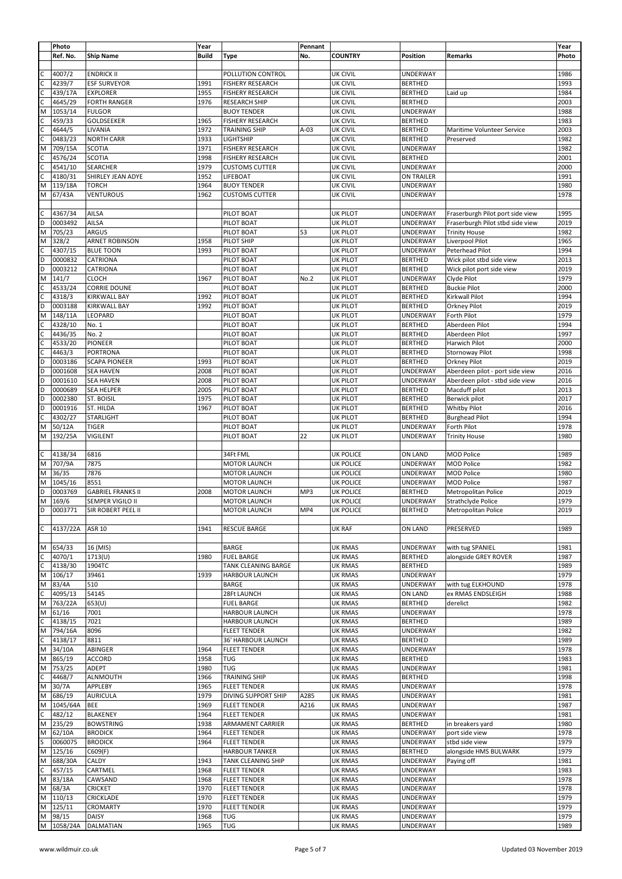| | Photo | | Year | | Pennant | | | | Year |
|---|---|---|---|---|---|---|---|---|---|
| | Ref. No. | Ship Name | Build | Type | No. | COUNTRY | Position | Remarks | Photo |
| C | 4007/2 | ENDRICK II | | POLLUTION CONTROL | | UK CIVIL | UNDERWAY | | 1986 |
| C | 4239/7 | ESF SURVEYOR | 1991 | FISHERY RESEARCH | | UK CIVIL | BERTHED | | 1993 |
| C | 439/17A | EXPLORER | 1955 | FISHERY RESEARCH | | UK CIVIL | BERTHED | Laid up | 1984 |
| C | 4645/29 | FORTH RANGER | 1976 | RESEARCH SHIP | | UK CIVIL | BERTHED | | 2003 |
| M | 1053/14 | FULGOR | | BUOY TENDER | | UK CIVIL | UNDERWAY | | 1988 |
| C | 459/33 | GOLDSEEKER | 1965 | FISHERY RESEARCH | | UK CIVIL | BERTHED | | 1983 |
| C | 4644/5 | LIVANIA | 1972 | TRAINING SHIP | A-03 | UK CIVIL | BERTHED | Maritime Volunteer Service | 2003 |
| C | 0483/23 | NORTH CARR | 1933 | LIGHTSHIP | | UK CIVIL | BERTHED | Preserved | 1982 |
| M | 709/15A | SCOTIA | 1971 | FISHERY RESEARCH | | UK CIVIL | UNDERWAY | | 1982 |
| C | 4576/24 | SCOTIA | 1998 | FISHERY RESEARCH | | UK CIVIL | BERTHED | | 2001 |
| C | 4541/10 | SEARCHER | 1979 | CUSTOMS CUTTER | | UK CIVIL | UNDERWAY | | 2000 |
| C | 4180/31 | SHIRLEY JEAN ADYE | 1952 | LIFEBOAT | | UK CIVIL | ON TRAILER | | 1991 |
| M | 119/18A | TORCH | 1964 | BUOY TENDER | | UK CIVIL | UNDERWAY | | 1980 |
| M | 67/43A | VENTUROUS | 1962 | CUSTOMS CUTTER | | UK CIVIL | UNDERWAY | | 1978 |
| | | | | | | | | | |
| C | 4367/34 | AILSA | | PILOT BOAT | | UK PILOT | UNDERWAY | Fraserburgh Pilot port side view | 1995 |
| D | 0003492 | AILSA | | PILOT BOAT | | UK PILOT | UNDERWAY | Fraserburgh Pilot stbd side view | 2019 |
| M | 705/23 | ARGUS | | PILOT BOAT | 53 | UK PILOT | UNDERWAY | Trinity House | 1982 |
| M | 328/2 | ARNET ROBINSON | 1958 | PILOT SHIP | | UK PILOT | UNDERWAY | Liverpool Pilot | 1965 |
| C | 4307/15 | BLUE TOON | 1993 | PILOT BOAT | | UK PILOT | UNDERWAY | Peterhead Pilot | 1994 |
| D | 0000832 | CATRIONA | | PILOT BOAT | | UK PILOT | BERTHED | Wick pilot stbd side view | 2013 |
| D | 0003212 | CATRIONA | | PILOT BOAT | | UK PILOT | BERTHED | Wick pilot port side view | 2019 |
| M | 141/7 | CLOCH | 1967 | PILOT BOAT | No.2 | UK PILOT | UNDERWAY | Clyde Pilot | 1979 |
| C | 4533/24 | CORRIE DOUNE | | PILOT BOAT | | UK PILOT | BERTHED | Buckie Pilot | 2000 |
| C | 4318/3 | KIRKWALL BAY | 1992 | PILOT BOAT | | UK PILOT | BERTHED | Kirkwall Pilot | 1994 |
| D | 0003188 | KIRKWALL BAY | 1992 | PILOT BOAT | | UK PILOT | BERTHED | Orkney Pilot | 2019 |
| M | 148/11A | LEOPARD | | PILOT BOAT | | UK PILOT | UNDERWAY | Forth Pilot | 1979 |
| C | 4328/10 | No. 1 | | PILOT BOAT | | UK PILOT | BERTHED | Aberdeen Pilot | 1994 |
| C | 4436/35 | No. 2 | | PILOT BOAT | | UK PILOT | BERTHED | Aberdeen Pilot | 1997 |
| C | 4533/20 | PIONEER | | PILOT BOAT | | UK PILOT | BERTHED | Harwich Pilot | 2000 |
| C | 4463/3 | PORTRONA | | PILOT BOAT | | UK PILOT | BERTHED | Stornoway Pilot | 1998 |
| D | 0003186 | SCAPA PIONEER | 1993 | PILOT BOAT | | UK PILOT | BERTHED | Orkney Pilot | 2019 |
| D | 0001608 | SEA HAVEN | 2008 | PILOT BOAT | | UK PILOT | UNDERWAY | Aberdeen pilot - port side view | 2016 |
| D | 0001610 | SEA HAVEN | 2008 | PILOT BOAT | | UK PILOT | UNDERWAY | Aberdeen pilot - stbd side view | 2016 |
| D | 0000689 | SEA HELPER | 2005 | PILOT BOAT | | UK PILOT | BERTHED | Macduff pilot | 2013 |
| D | 0002380 | ST. BOISIL | 1975 | PILOT BOAT | | UK PILOT | BERTHED | Berwick pilot | 2017 |
| D | 0001916 | ST. HILDA | 1967 | PILOT BOAT | | UK PILOT | BERTHED | Whitby Pilot | 2016 |
| C | 4302/27 | STARLIGHT | | PILOT BOAT | | UK PILOT | BERTHED | Burghead Pilot | 1994 |
| M | 50/12A | TIGER | | PILOT BOAT | | UK PILOT | UNDERWAY | Forth Pilot | 1978 |
| M | 192/25A | VIGILENT | | PILOT BOAT | 22 | UK PILOT | UNDERWAY | Trinity House | 1980 |
| | | | | | | | | | |
| C | 4138/34 | 6816 | | 34Ft FML | | UK POLICE | ON LAND | MOD Police | 1989 |
| M | 707/9A | 7875 | | MOTOR LAUNCH | | UK POLICE | UNDERWAY | MOD Police | 1982 |
| M | 36/35 | 7876 | | MOTOR LAUNCH | | UK POLICE | UNDERWAY | MOD Police | 1980 |
| M | 1045/16 | 8551 | | MOTOR LAUNCH | | UK POLICE | UNDERWAY | MOD Police | 1987 |
| D | 0003769 | GABRIEL FRANKS II | 2008 | MOTOR LAUNCH | MP3 | UK POLICE | BERTHED | Metropolitan Police | 2019 |
| M | 169/6 | SEMPER VIGILO II | | MOTOR LAUNCH | | UK POLICE | UNDERWAY | Strathclyde Police | 1979 |
| D | 0003771 | SIR ROBERT PEEL II | | MOTOR LAUNCH | MP4 | UK POLICE | BERTHED | Metropolitan Police | 2019 |
| | | | | | | | | | |
| C | 4137/22A | ASR 10 | 1941 | RESCUE BARGE | | UK RAF | ON LAND | PRESERVED | 1989 |
| | | | | | | | | | |
| M | 654/33 | 16 (MIS) | | BARGE | | UK RMAS | UNDERWAY | with tug SPANIEL | 1981 |
| C | 4070/1 | 1713(U) | 1980 | FUEL BARGE | | UK RMAS | BERTHED | alongside GREY ROVER | 1987 |
| C | 4138/30 | 1904TC | | TANK CLEANING BARGE | | UK RMAS | BERTHED | | 1989 |
| M | 106/17 | 39461 | 1939 | HARBOUR LAUNCH | | UK RMAS | UNDERWAY | | 1979 |
| M | 83/4A | 510 | | BARGE | | UK RMAS | UNDERWAY | with tug ELKHOUND | 1978 |
| C | 4095/13 | 54145 | | 28Ft LAUNCH | | UK RMAS | ON LAND | ex RMAS ENDSLEIGH | 1988 |
| M | 763/22A | 653(U) | | FUEL BARGE | | UK RMAS | BERTHED | derelict | 1982 |
| M | 61/16 | 7001 | | HARBOUR LAUNCH | | UK RMAS | UNDERWAY | | 1978 |
| C | 4138/15 | 7021 | | HARBOUR LAUNCH | | UK RMAS | BERTHED | | 1989 |
| M | 794/16A | 8096 | | FLEET TENDER | | UK RMAS | UNDERWAY | | 1982 |
| C | 4138/17 | 8811 | | 36' HARBOUR LAUNCH | | UK RMAS | BERTHED | | 1989 |
| M | 34/10A | ABINGER | 1964 | FLEET TENDER | | UK RMAS | UNDERWAY | | 1978 |
| M | 865/19 | ACCORD | 1958 | TUG | | UK RMAS | BERTHED | | 1983 |
| M | 753/25 | ADEPT | 1980 | TUG | | UK RMAS | UNDERWAY | | 1981 |
| C | 4468/7 | ALNMOUTH | 1966 | TRAINING SHIP | | UK RMAS | BERTHED | | 1998 |
| M | 30/7A | APPLEBY | 1965 | FLEET TENDER | | UK RMAS | UNDERWAY | | 1978 |
| M | 686/19 | AURICULA | 1979 | DIVING SUPPORT SHIP | A285 | UK RMAS | UNDERWAY | | 1981 |
| M | 1045/64A | BEE | 1969 | FLEET TENDER | A216 | UK RMAS | UNDERWAY | | 1987 |
| C | 482/12 | BLAKENEY | 1964 | FLEET TENDER | | UK RMAS | UNDERWAY | | 1981 |
| M | 235/29 | BOWSTRING | 1938 | ARMAMENT CARRIER | | UK RMAS | BERTHED | in breakers yard | 1980 |
| M | 62/10A | BRODICK | 1964 | FLEET TENDER | | UK RMAS | UNDERWAY | port side view | 1978 |
| S | 0060075 | BRODICK | 1964 | FLEET TENDER | | UK RMAS | UNDERWAY | stbd side view | 1979 |
| M | 125/16 | C609(F) | | HARBOUR TANKER | | UK RMAS | BERTHED | alongside HMS BULWARK | 1979 |
| M | 688/30A | CALDY | 1943 | TANK CLEANING SHIP | | UK RMAS | UNDERWAY | Paying off | 1981 |
| C | 457/15 | CARTMEL | 1968 | FLEET TENDER | | UK RMAS | UNDERWAY | | 1983 |
| M | 83/18A | CAWSAND | 1968 | FLEET TENDER | | UK RMAS | UNDERWAY | | 1978 |
| M | 68/3A | CRICKET | 1970 | FLEET TENDER | | UK RMAS | UNDERWAY | | 1978 |
| M | 110/13 | CRICKLADE | 1970 | FLEET TENDER | | UK RMAS | UNDERWAY | | 1979 |
| M | 125/11 | CROMARTY | 1970 | FLEET TENDER | | UK RMAS | UNDERWAY | | 1979 |
| M | 98/15 | DAISY | 1968 | TUG | | UK RMAS | UNDERWAY | | 1979 |
| M | 1058/24A | DALMATIAN | 1965 | TUG | | UK RMAS | UNDERWAY | | 1989 |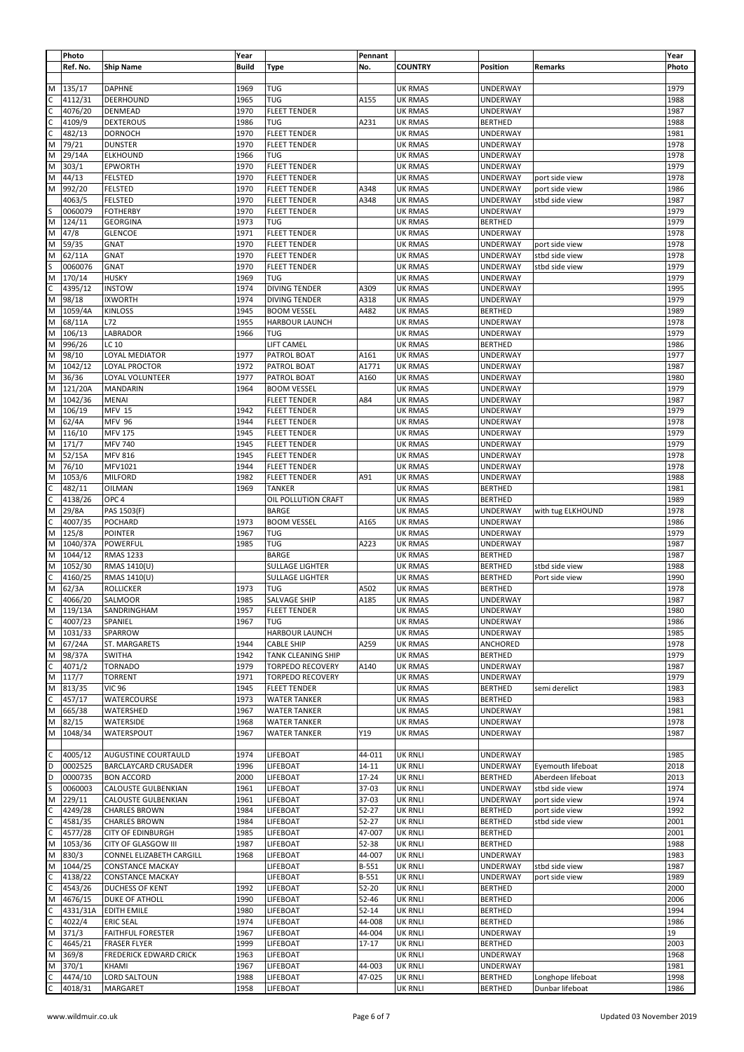| | Photo | | Year | | Pennant | | | | Year |
|---|---|---|---|---|---|---|---|---|---|
| | Ref. No. | Ship Name | Build | Type | No. | COUNTRY | Position | Remarks | Photo |
| | | | | | | | | | |
| M | 135/17 | DAPHNE | 1969 | TUG | | UK RMAS | UNDERWAY | | 1979 |
| C | 4112/31 | DEERHOUND | 1965 | TUG | A155 | UK RMAS | UNDERWAY | | 1988 |
| C | 4076/20 | DENMEAD | 1970 | FLEET TENDER | | UK RMAS | UNDERWAY | | 1987 |
| C | 4109/9 | DEXTEROUS | 1986 | TUG | A231 | UK RMAS | BERTHED | | 1988 |
| C | 482/13 | DORNOCH | 1970 | FLEET TENDER | | UK RMAS | UNDERWAY | | 1981 |
| M | 79/21 | DUNSTER | 1970 | FLEET TENDER | | UK RMAS | UNDERWAY | | 1978 |
| M | 29/14A | ELKHOUND | 1966 | TUG | | UK RMAS | UNDERWAY | | 1978 |
| M | 303/1 | EPWORTH | 1970 | FLEET TENDER | | UK RMAS | UNDERWAY | | 1979 |
| M | 44/13 | FELSTED | 1970 | FLEET TENDER | | UK RMAS | UNDERWAY | port side view | 1978 |
| M | 992/20 | FELSTED | 1970 | FLEET TENDER | A348 | UK RMAS | UNDERWAY | port side view | 1986 |
| | 4063/5 | FELSTED | 1970 | FLEET TENDER | A348 | UK RMAS | UNDERWAY | stbd side view | 1987 |
| S | 0060079 | FOTHERBY | 1970 | FLEET TENDER | | UK RMAS | UNDERWAY | | 1979 |
| M | 124/11 | GEORGINA | 1973 | TUG | | UK RMAS | BERTHED | | 1979 |
| M | 47/8 | GLENCOE | 1971 | FLEET TENDER | | UK RMAS | UNDERWAY | | 1978 |
| M | 59/35 | GNAT | 1970 | FLEET TENDER | | UK RMAS | UNDERWAY | port side view | 1978 |
| M | 62/11A | GNAT | 1970 | FLEET TENDER | | UK RMAS | UNDERWAY | stbd side view | 1978 |
| S | 0060076 | GNAT | 1970 | FLEET TENDER | | UK RMAS | UNDERWAY | stbd side view | 1979 |
| M | 170/14 | HUSKY | 1969 | TUG | | UK RMAS | UNDERWAY | | 1979 |
| C | 4395/12 | INSTOW | 1974 | DIVING TENDER | A309 | UK RMAS | UNDERWAY | | 1995 |
| M | 98/18 | IXWORTH | 1974 | DIVING TENDER | A318 | UK RMAS | UNDERWAY | | 1979 |
| M | 1059/4A | KINLOSS | 1945 | BOOM VESSEL | A482 | UK RMAS | BERTHED | | 1989 |
| M | 68/11A | L72 | 1955 | HARBOUR LAUNCH | | UK RMAS | UNDERWAY | | 1978 |
| M | 106/13 | LABRADOR | 1966 | TUG | | UK RMAS | UNDERWAY | | 1979 |
| M | 996/26 | LC 10 | | LIFT CAMEL | | UK RMAS | BERTHED | | 1986 |
| M | 98/10 | LOYAL MEDIATOR | 1977 | PATROL BOAT | A161 | UK RMAS | UNDERWAY | | 1977 |
| M | 1042/12 | LOYAL PROCTOR | 1972 | PATROL BOAT | A1771 | UK RMAS | UNDERWAY | | 1987 |
| M | 36/36 | LOYAL VOLUNTEER | 1977 | PATROL BOAT | A160 | UK RMAS | UNDERWAY | | 1980 |
| M | 121/20A | MANDARIN | 1964 | BOOM VESSEL | | UK RMAS | UNDERWAY | | 1979 |
| M | 1042/36 | MENAI | | FLEET TENDER | A84 | UK RMAS | UNDERWAY | | 1987 |
| M | 106/19 | MFV 15 | 1942 | FLEET TENDER | | UK RMAS | UNDERWAY | | 1979 |
| M | 62/4A | MFV 96 | 1944 | FLEET TENDER | | UK RMAS | UNDERWAY | | 1978 |
| M | 116/10 | MFV 175 | 1945 | FLEET TENDER | | UK RMAS | UNDERWAY | | 1979 |
| M | 171/7 | MFV 740 | 1945 | FLEET TENDER | | UK RMAS | UNDERWAY | | 1979 |
| M | 52/15A | MFV 816 | 1945 | FLEET TENDER | | UK RMAS | UNDERWAY | | 1978 |
| M | 76/10 | MFV1021 | 1944 | FLEET TENDER | | UK RMAS | UNDERWAY | | 1978 |
| M | 1053/6 | MILFORD | 1982 | FLEET TENDER | A91 | UK RMAS | UNDERWAY | | 1988 |
| C | 482/11 | OILMAN | 1969 | TANKER | | UK RMAS | BERTHED | | 1981 |
| C | 4138/26 | OPC 4 | | OIL POLLUTION CRAFT | | UK RMAS | BERTHED | | 1989 |
| M | 29/8A | PAS 1503(F) | | BARGE | | UK RMAS | UNDERWAY | with tug ELKHOUND | 1978 |
| C | 4007/35 | POCHARD | 1973 | BOOM VESSEL | A165 | UK RMAS | UNDERWAY | | 1986 |
| M | 125/8 | POINTER | 1967 | TUG | | UK RMAS | UNDERWAY | | 1979 |
| M | 1040/37A | POWERFUL | 1985 | TUG | A223 | UK RMAS | UNDERWAY | | 1987 |
| M | 1044/12 | RMAS 1233 | | BARGE | | UK RMAS | BERTHED | | 1987 |
| M | 1052/30 | RMAS 1410(U) | | SULLAGE LIGHTER | | UK RMAS | BERTHED | stbd side view | 1988 |
| C | 4160/25 | RMAS 1410(U) | | SULLAGE LIGHTER | | UK RMAS | BERTHED | Port side view | 1990 |
| M | 62/3A | ROLLICKER | 1973 | TUG | A502 | UK RMAS | BERTHED | | 1978 |
| C | 4066/20 | SALMOOR | 1985 | SALVAGE SHIP | A185 | UK RMAS | UNDERWAY | | 1987 |
| M | 119/13A | SANDRINGHAM | 1957 | FLEET TENDER | | UK RMAS | UNDERWAY | | 1980 |
| C | 4007/23 | SPANIEL | 1967 | TUG | | UK RMAS | UNDERWAY | | 1986 |
| M | 1031/33 | SPARROW | | HARBOUR LAUNCH | | UK RMAS | UNDERWAY | | 1985 |
| M | 67/24A | ST. MARGARETS | 1944 | CABLE SHIP | A259 | UK RMAS | ANCHORED | | 1978 |
| M | 98/37A | SWITHA | 1942 | TANK CLEANING SHIP | | UK RMAS | BERTHED | | 1979 |
| C | 4071/2 | TORNADO | 1979 | TORPEDO RECOVERY | A140 | UK RMAS | UNDERWAY | | 1987 |
| M | 117/7 | TORRENT | 1971 | TORPEDO RECOVERY | | UK RMAS | UNDERWAY | | 1979 |
| M | 813/35 | VIC 96 | 1945 | FLEET TENDER | | UK RMAS | BERTHED | semi derelict | 1983 |
| C | 457/17 | WATERCOURSE | 1973 | WATER TANKER | | UK RMAS | BERTHED | | 1983 |
| M | 665/38 | WATERSHED | 1967 | WATER TANKER | | UK RMAS | UNDERWAY | | 1981 |
| M | 82/15 | WATERSIDE | 1968 | WATER TANKER | | UK RMAS | UNDERWAY | | 1978 |
| M | 1048/34 | WATERSPOUT | 1967 | WATER TANKER | Y19 | UK RMAS | UNDERWAY | | 1987 |
| | | | | | | | | | |
| C | 4005/12 | AUGUSTINE COURTAULD | 1974 | LIFEBOAT | 44-011 | UK RNLI | UNDERWAY | | 1985 |
| D | 0002525 | BARCLAYCARD CRUSADER | 1996 | LIFEBOAT | 14-11 | UK RNLI | UNDERWAY | Eyemouth lifeboat | 2018 |
| D | 0000735 | BON ACCORD | 2000 | LIFEBOAT | 17-24 | UK RNLI | BERTHED | Aberdeen lifeboat | 2013 |
| S | 0060003 | CALOUSTE GULBENKIAN | 1961 | LIFEBOAT | 37-03 | UK RNLI | UNDERWAY | stbd side view | 1974 |
| M | 229/11 | CALOUSTE GULBENKIAN | 1961 | LIFEBOAT | 37-03 | UK RNLI | UNDERWAY | port side view | 1974 |
| C | 4249/28 | CHARLES BROWN | 1984 | LIFEBOAT | 52-27 | UK RNLI | BERTHED | port side view | 1992 |
| C | 4581/35 | CHARLES BROWN | 1984 | LIFEBOAT | 52-27 | UK RNLI | BERTHED | stbd side view | 2001 |
| C | 4577/28 | CITY OF EDINBURGH | 1985 | LIFEBOAT | 47-007 | UK RNLI | BERTHED | | 2001 |
| M | 1053/36 | CITY OF GLASGOW III | 1987 | LIFEBOAT | 52-38 | UK RNLI | BERTHED | | 1988 |
| M | 830/3 | CONNEL ELIZABETH CARGILL | 1968 | LIFEBOAT | 44-007 | UK RNLI | UNDERWAY | | 1983 |
| M | 1044/25 | CONSTANCE MACKAY | | LIFEBOAT | B-551 | UK RNLI | UNDERWAY | stbd side view | 1987 |
| C | 4138/22 | CONSTANCE MACKAY | | LIFEBOAT | B-551 | UK RNLI | UNDERWAY | port side view | 1989 |
| C | 4543/26 | DUCHESS OF KENT | 1992 | LIFEBOAT | 52-20 | UK RNLI | BERTHED | | 2000 |
| M | 4676/15 | DUKE OF ATHOLL | 1990 | LIFEBOAT | 52-46 | UK RNLI | BERTHED | | 2006 |
| C | 4331/31A | EDITH EMILE | 1980 | LIFEBOAT | 52-14 | UK RNLI | BERTHED | | 1994 |
| C | 4022/4 | ERIC SEAL | 1974 | LIFEBOAT | 44-008 | UK RNLI | BERTHED | | 1986 |
| M | 371/3 | FAITHFUL FORESTER | 1967 | LIFEBOAT | 44-004 | UK RNLI | UNDERWAY | | 19 |
| C | 4645/21 | FRASER FLYER | 1999 | LIFEBOAT | 17-17 | UK RNLI | BERTHED | | 2003 |
| M | 369/8 | FREDERICK EDWARD CRICK | 1963 | LIFEBOAT | | UK RNLI | UNDERWAY | | 1968 |
| M | 370/1 | KHAMI | 1967 | LIFEBOAT | 44-003 | UK RNLI | UNDERWAY | | 1981 |
| C | 4474/10 | LORD SALTOUN | 1988 | LIFEBOAT | 47-025 | UK RNLI | BERTHED | Longhope lifeboat | 1998 |
| C | 4018/31 | MARGARET | 1958 | LIFEBOAT | | UK RNLI | BERTHED | Dunbar lifeboat | 1986 |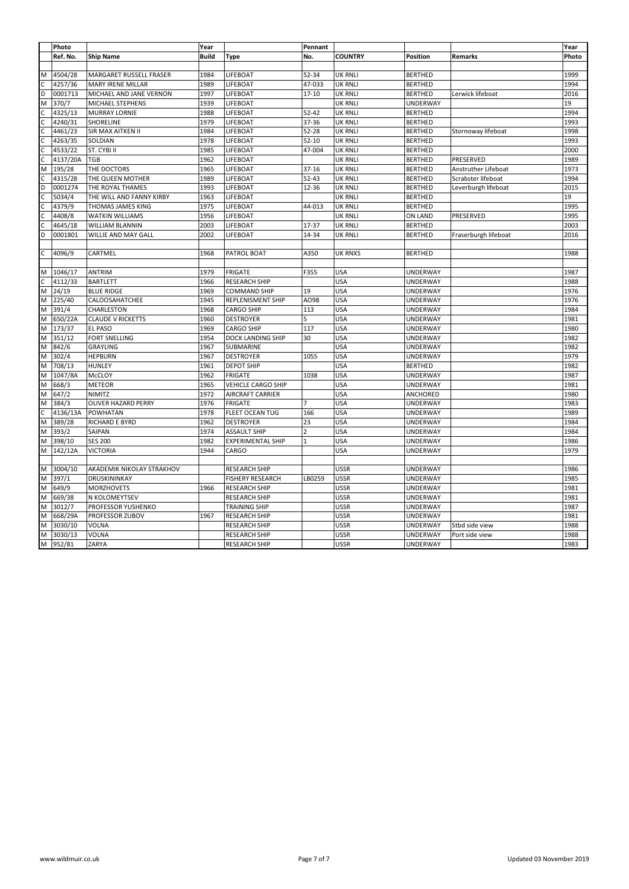| | Photo Ref. No. | Ship Name | Year Build | Type | Pennant No. | COUNTRY | Position | Remarks | Year Photo |
|---|---|---|---|---|---|---|---|---|---|
| | | | | | | | | | |
| M | 4504/28 | MARGARET RUSSELL FRASER | 1984 | LIFEBOAT | 52-34 | UK RNLI | BERTHED | | 1999 |
| C | 4257/36 | MARY IRENE MILLAR | 1989 | LIFEBOAT | 47-033 | UK RNLI | BERTHED | | 1994 |
| D | 0001713 | MICHAEL AND JANE VERNON | 1997 | LIFEBOAT | 17-10 | UK RNLI | BERTHED | Lerwick lifeboat | 2016 |
| M | 370/7 | MICHAEL STEPHENS | 1939 | LIFEBOAT | | UK RNLI | UNDERWAY | | 19 |
| C | 4325/13 | MURRAY LORNIE | 1988 | LIFEBOAT | 52-42 | UK RNLI | BERTHED | | 1994 |
| C | 4240/31 | SHORELINE | 1979 | LIFEBOAT | 37-36 | UK RNLI | BERTHED | | 1993 |
| C | 4461/23 | SIR MAX AITKEN II | 1984 | LIFEBOAT | 52-28 | UK RNLI | BERTHED | Stornoway lifeboat | 1998 |
| C | 4263/35 | SOLDIAN | 1978 | LIFEBOAT | 52-10 | UK RNLI | BERTHED | | 1993 |
| C | 4533/22 | ST. CYBI II | 1985 | LIFEBOAT | 47-004 | UK RNLI | BERTHED | | 2000 |
| C | 4137/20A | TGB | 1962 | LIFEBOAT | | UK RNLI | BERTHED | PRESERVED | 1989 |
| M | 195/28 | THE DOCTORS | 1965 | LIFEBOAT | 37-16 | UK RNLI | BERTHED | Anstruther Lifeboat | 1973 |
| C | 4315/28 | THE QUEEN MOTHER | 1989 | LIFEBOAT | 52-43 | UK RNLI | BERTHED | Scrabster lifeboat | 1994 |
| D | 0001274 | THE ROYAL THAMES | 1993 | LIFEBOAT | 12-36 | UK RNLI | BERTHED | Leverburgh lifeboat | 2015 |
| C | 5034/4 | THE WILL AND FANNY KIRBY | 1963 | LIFEBOAT | | UK RNLI | BERTHED | | 19 |
| C | 4379/9 | THOMAS JAMES KING | 1975 | LIFEBOAT | 44-013 | UK RNLI | BERTHED | | 1995 |
| C | 4408/8 | WATKIN WILLIAMS | 1956 | LIFEBOAT | | UK RNLI | ON LAND | PRESERVED | 1995 |
| C | 4645/18 | WILLIAM BLANNIN | 2003 | LIFEBOAT | 17-37 | UK RNLI | BERTHED | | 2003 |
| D | 0001801 | WILLIE AND MAY GALL | 2002 | LIFEBOAT | 14-34 | UK RNLI | BERTHED | Fraserburgh lifeboat | 2016 |
| | | | | | | | | | |
| C | 4096/9 | CARTMEL | 1968 | PATROL BOAT | A350 | UK RNXS | BERTHED | | 1988 |
| | | | | | | | | | |
| M | 1046/17 | ANTRIM | 1979 | FRIGATE | F355 | USA | UNDERWAY | | 1987 |
| C | 4112/33 | BARTLETT | 1966 | RESEARCH SHIP | | USA | UNDERWAY | | 1988 |
| M | 24/19 | BLUE RIDGE | 1969 | COMMAND SHIP | 19 | USA | UNDERWAY | | 1976 |
| M | 225/40 | CALOOSAHATCHEE | 1945 | REPLENISMENT SHIP | AO98 | USA | UNDERWAY | | 1976 |
| M | 391/4 | CHARLESTON | 1968 | CARGO SHIP | 113 | USA | UNDERWAY | | 1984 |
| M | 650/22A | CLAUDE V RICKETTS | 1960 | DESTROYER | 5 | USA | UNDERWAY | | 1981 |
| M | 173/37 | EL PASO | 1969 | CARGO SHIP | 117 | USA | UNDERWAY | | 1980 |
| M | 351/12 | FORT SNELLING | 1954 | DOCK LANDING SHIP | 30 | USA | UNDERWAY | | 1982 |
| M | 842/6 | GRAYLING | 1967 | SUBMARINE | | USA | UNDERWAY | | 1982 |
| M | 302/4 | HEPBURN | 1967 | DESTROYER | 1055 | USA | UNDERWAY | | 1979 |
| M | 708/13 | HUNLEY | 1961 | DEPOT SHIP | | USA | BERTHED | | 1982 |
| M | 1047/8A | McCLOY | 1962 | FRIGATE | 1038 | USA | UNDERWAY | | 1987 |
| M | 668/3 | METEOR | 1965 | VEHICLE CARGO SHIP | | USA | UNDERWAY | | 1981 |
| M | 647/2 | NIMITZ | 1972 | AIRCRAFT CARRIER | | USA | ANCHORED | | 1980 |
| M | 384/3 | OLIVER HAZARD PERRY | 1976 | FRIGATE | 7 | USA | UNDERWAY | | 1983 |
| C | 4136/13A | POWHATAN | 1978 | FLEET OCEAN TUG | 166 | USA | UNDERWAY | | 1989 |
| M | 389/28 | RICHARD E BYRD | 1962 | DESTROYER | 23 | USA | UNDERWAY | | 1984 |
| M | 393/2 | SAIPAN | 1974 | ASSAULT SHIP | 2 | USA | UNDERWAY | | 1984 |
| M | 398/10 | SES 200 | 1982 | EXPERIMENTAL SHIP | 1 | USA | UNDERWAY | | 1986 |
| M | 142/12A | VICTORIA | 1944 | CARGO | | USA | UNDERWAY | | 1979 |
| | | | | | | | | | |
| M | 3004/10 | AKADEMIK NIKOLAY STRAKHOV | | RESEARCH SHIP | | USSR | UNDERWAY | | 1986 |
| M | 397/1 | DRUSKININKAY | | FISHERY RESEARCH | LB0259 | USSR | UNDERWAY | | 1985 |
| M | 649/9 | MORZHOVETS | 1966 | RESEARCH SHIP | | USSR | UNDERWAY | | 1981 |
| M | 669/38 | N KOLOMEYTSEV | | RESEARCH SHIP | | USSR | UNDERWAY | | 1981 |
| M | 3012/7 | PROFESSOR YUSHENKO | | TRAINING SHIP | | USSR | UNDERWAY | | 1987 |
| M | 668/29A | PROFESSOR ZUBOV | 1967 | RESEARCH SHIP | | USSR | UNDERWAY | | 1981 |
| M | 3030/10 | VOLNA | | RESEARCH SHIP | | USSR | UNDERWAY | Stbd side view | 1988 |
| M | 3030/13 | VOLNA | | RESEARCH SHIP | | USSR | UNDERWAY | Port side view | 1988 |
| M | 952/81 | ZARYA | | RESEARCH SHIP | | USSR | UNDERWAY | | 1983 |

www.wildmuir.co.uk

Updated 03 November 2019